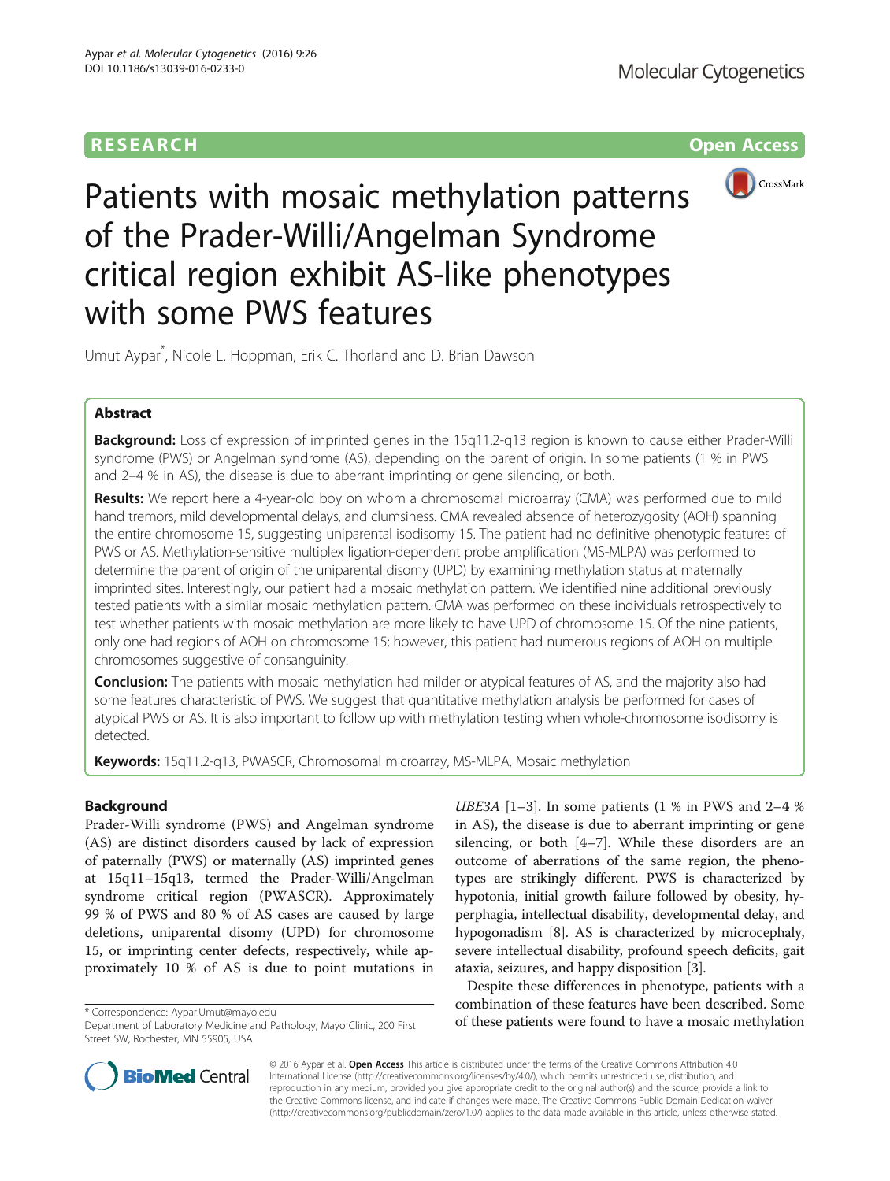RESEARCH Open Access

# Patients with mosaic methylation patterns of the Prader-Willi/Angelman Syndrome critical region exhibit AS-like phenotypes with some PWS features

Umut Aypar*, Nicole L. Hoppman, Erik C. Thorland and D. Brian Dawson

## Abstract

**Background:** Loss of expression of imprinted genes in the 15q11.2-q13 region is known to cause either Prader-Willi syndrome (PWS) or Angelman syndrome (AS), depending on the parent of origin. In some patients (1 % in PWS and 2–4 % in AS), the disease is due to aberrant imprinting or gene silencing, or both.

**Results:** We report here a 4-year-old boy on whom a chromosomal microarray (CMA) was performed due to mild hand tremors, mild developmental delays, and clumsiness. CMA revealed absence of heterozygosity (AOH) spanning the entire chromosome 15, suggesting uniparental isodisomy 15. The patient had no definitive phenotypic features of PWS or AS. Methylation-sensitive multiplex ligation-dependent probe amplification (MS-MLPA) was performed to determine the parent of origin of the uniparental disomy (UPD) by examining methylation status at maternally imprinted sites. Interestingly, our patient had a mosaic methylation pattern. We identified nine additional previously tested patients with a similar mosaic methylation pattern. CMA was performed on these individuals retrospectively to test whether patients with mosaic methylation are more likely to have UPD of chromosome 15. Of the nine patients, only one had regions of AOH on chromosome 15; however, this patient had numerous regions of AOH on multiple chromosomes suggestive of consanguinity.

**Conclusion:** The patients with mosaic methylation had milder or atypical features of AS, and the majority also had some features characteristic of PWS. We suggest that quantitative methylation analysis be performed for cases of atypical PWS or AS. It is also important to follow up with methylation testing when whole-chromosome isodisomy is detected.

**Keywords:** 15q11.2-q13, PWASCR, Chromosomal microarray, MS-MLPA, Mosaic methylation

## Background

Prader-Willi syndrome (PWS) and Angelman syndrome (AS) are distinct disorders caused by lack of expression of paternally (PWS) or maternally (AS) imprinted genes at 15q11–15q13, termed the Prader-Willi/Angelman syndrome critical region (PWASCR). Approximately 99 % of PWS and 80 % of AS cases are caused by large deletions, uniparental disomy (UPD) for chromosome 15, or imprinting center defects, respectively, while approximately 10 % of AS is due to point mutations in *UBE3A* [1–3]. In some patients (1 % in PWS and 2–4 % in AS), the disease is due to aberrant imprinting or gene silencing, or both [4–7]. While these disorders are an outcome of aberrations of the same region, the phenotypes are strikingly different. PWS is characterized by hypotonia, initial growth failure followed by obesity, hyperphagia, intellectual disability, developmental delay, and hypogonadism [8]. AS is characterized by microcephaly, severe intellectual disability, profound speech deficits, gait ataxia, seizures, and happy disposition [3].

Despite these differences in phenotype, patients with a combination of these features have been described. Some of these patients were found to have a mosaic methylation

* Correspondence: Aypar.Umut@mayo.edu
Department of Laboratory Medicine and Pathology, Mayo Clinic, 200 First Street SW, Rochester, MN 55905, USA

© 2016 Aypar et al. **Open Access** This article is distributed under the terms of the Creative Commons Attribution 4.0 International License (http://creativecommons.org/licenses/by/4.0/), which permits unrestricted use, distribution, and reproduction in any medium, provided you give appropriate credit to the original author(s) and the source, provide a link to the Creative Commons license, and indicate if changes were made. The Creative Commons Public Domain Dedication waiver (http://creativecommons.org/publicdomain/zero/1.0/) applies to the data made available in this article, unless otherwise stated.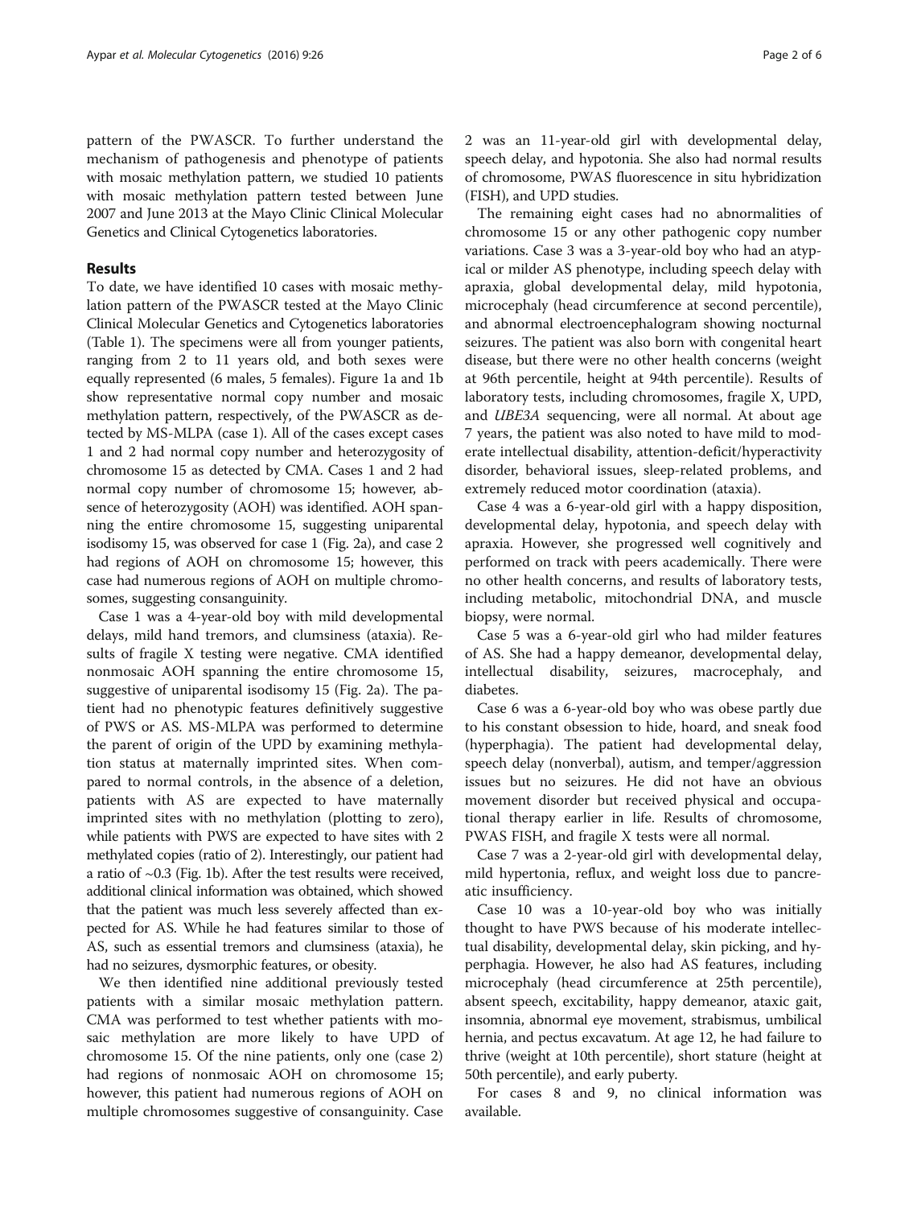pattern of the PWASCR. To further understand the mechanism of pathogenesis and phenotype of patients with mosaic methylation pattern, we studied 10 patients with mosaic methylation pattern tested between June 2007 and June 2013 at the Mayo Clinic Clinical Molecular Genetics and Clinical Cytogenetics laboratories.

## Results

To date, we have identified 10 cases with mosaic methylation pattern of the PWASCR tested at the Mayo Clinic Clinical Molecular Genetics and Cytogenetics laboratories (Table 1). The specimens were all from younger patients, ranging from 2 to 11 years old, and both sexes were equally represented (6 males, 5 females). Figure 1a and 1b show representative normal copy number and mosaic methylation pattern, respectively, of the PWASCR as detected by MS-MLPA (case 1). All of the cases except cases 1 and 2 had normal copy number and heterozygosity of chromosome 15 as detected by CMA. Cases 1 and 2 had normal copy number of chromosome 15; however, absence of heterozygosity (AOH) was identified. AOH spanning the entire chromosome 15, suggesting uniparental isodisomy 15, was observed for case 1 (Fig. 2a), and case 2 had regions of AOH on chromosome 15; however, this case had numerous regions of AOH on multiple chromosomes, suggesting consanguinity.

Case 1 was a 4-year-old boy with mild developmental delays, mild hand tremors, and clumsiness (ataxia). Results of fragile X testing were negative. CMA identified nonmosaic AOH spanning the entire chromosome 15, suggestive of uniparental isodisomy 15 (Fig. 2a). The patient had no phenotypic features definitively suggestive of PWS or AS. MS-MLPA was performed to determine the parent of origin of the UPD by examining methylation status at maternally imprinted sites. When compared to normal controls, in the absence of a deletion, patients with AS are expected to have maternally imprinted sites with no methylation (plotting to zero), while patients with PWS are expected to have sites with 2 methylated copies (ratio of 2). Interestingly, our patient had a ratio of ~0.3 (Fig. 1b). After the test results were received, additional clinical information was obtained, which showed that the patient was much less severely affected than expected for AS. While he had features similar to those of AS, such as essential tremors and clumsiness (ataxia), he had no seizures, dysmorphic features, or obesity.

We then identified nine additional previously tested patients with a similar mosaic methylation pattern. CMA was performed to test whether patients with mosaic methylation are more likely to have UPD of chromosome 15. Of the nine patients, only one (case 2) had regions of nonmosaic AOH on chromosome 15; however, this patient had numerous regions of AOH on multiple chromosomes suggestive of consanguinity. Case 2 was an 11-year-old girl with developmental delay, speech delay, and hypotonia. She also had normal results of chromosome, PWAS fluorescence in situ hybridization (FISH), and UPD studies.

The remaining eight cases had no abnormalities of chromosome 15 or any other pathogenic copy number variations. Case 3 was a 3-year-old boy who had an atypical or milder AS phenotype, including speech delay with apraxia, global developmental delay, mild hypotonia, microcephaly (head circumference at second percentile), and abnormal electroencephalogram showing nocturnal seizures. The patient was also born with congenital heart disease, but there were no other health concerns (weight at 96th percentile, height at 94th percentile). Results of laboratory tests, including chromosomes, fragile X, UPD, and *UBE3A* sequencing, were all normal. At about age 7 years, the patient was also noted to have mild to moderate intellectual disability, attention-deficit/hyperactivity disorder, behavioral issues, sleep-related problems, and extremely reduced motor coordination (ataxia).

Case 4 was a 6-year-old girl with a happy disposition, developmental delay, hypotonia, and speech delay with apraxia. However, she progressed well cognitively and performed on track with peers academically. There were no other health concerns, and results of laboratory tests, including metabolic, mitochondrial DNA, and muscle biopsy, were normal.

Case 5 was a 6-year-old girl who had milder features of AS. She had a happy demeanor, developmental delay, intellectual disability, seizures, macrocephaly, and diabetes.

Case 6 was a 6-year-old boy who was obese partly due to his constant obsession to hide, hoard, and sneak food (hyperphagia). The patient had developmental delay, speech delay (nonverbal), autism, and temper/aggression issues but no seizures. He did not have an obvious movement disorder but received physical and occupational therapy earlier in life. Results of chromosome, PWAS FISH, and fragile X tests were all normal.

Case 7 was a 2-year-old girl with developmental delay, mild hypertonia, reflux, and weight loss due to pancreatic insufficiency.

Case 10 was a 10-year-old boy who was initially thought to have PWS because of his moderate intellectual disability, developmental delay, skin picking, and hyperphagia. However, he also had AS features, including microcephaly (head circumference at 25th percentile), absent speech, excitability, happy demeanor, ataxic gait, insomnia, abnormal eye movement, strabismus, umbilical hernia, and pectus excavatum. At age 12, he had failure to thrive (weight at 10th percentile), short stature (height at 50th percentile), and early puberty.

For cases 8 and 9, no clinical information was available.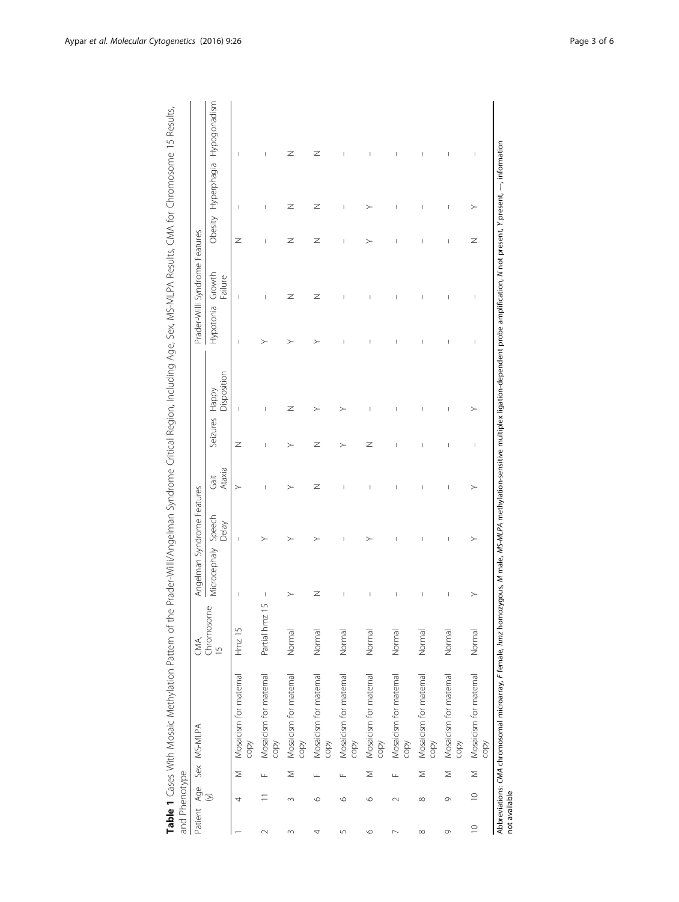**Table 1** Cases With Mosaic Methylation Pattern of the Prader-Willi/Angelman Syndrome Critical Region, Including Age, Sex, MS-MLPA Results, CMA for Chromosome 15 Results, and Phenotype

| Patient | Age (y) | Sex | MS-MLPA | CMA, Chromosome 15 | Angelman Syndrome Features | | | | | Prader-Willi Syndrome Features | | | | |
|---|---|---|---|---|---|---|---|---|---|---|---|---|---|---|
| | | | | | Microcephaly | Speech Delay | Gait Ataxia | Seizures | Happy Disposition | Hypotonia | Growth Failure | Obesity | Hyperphagia | Hypogonadism |
| 1 | 4 | M | Mosaicism for maternal copy | Hmz 15 | – | – | Y | N | – | – | – | N | – | – |
| 2 | 11 | F | Mosaicism for maternal copy | Partial hmz 15 | – | Y | – | – | – | Y | – | – | – | – |
| 3 | 3 | M | Mosaicism for maternal copy | Normal | Y | Y | Y | Y | N | Y | N | N | N | N |
| 4 | 6 | F | Mosaicism for maternal copy | Normal | N | Y | N | N | Y | Y | N | N | N | N |
| 5 | 6 | F | Mosaicism for maternal copy | Normal | – | – | – | Y | Y | – | – | – | – | – |
| 6 | 6 | M | Mosaicism for maternal copy | Normal | – | Y | – | N | – | – | – | Y | Y | – |
| 7 | 2 | F | Mosaicism for maternal copy | Normal | – | – | – | – | – | – | – | – | – | – |
| 8 | 8 | M | Mosaicism for maternal copy | Normal | – | – | – | – | – | – | – | – | – | – |
| 9 | 9 | M | Mosaicism for maternal copy | Normal | – | – | – | – | – | – | – | – | – | – |
| 10 | 10 | M | Mosaicism for maternal copy | Normal | Y | Y | Y | – | Y | – | – | N | Y | – |

Abbreviations: *CMA* chromosomal microarray, *F* female, *hmz* homozygous, *M* male, *MS-MLPA* methylation-sensitive multiplex ligation-dependent probe amplification, *N* not present, *Y* present, –, information not available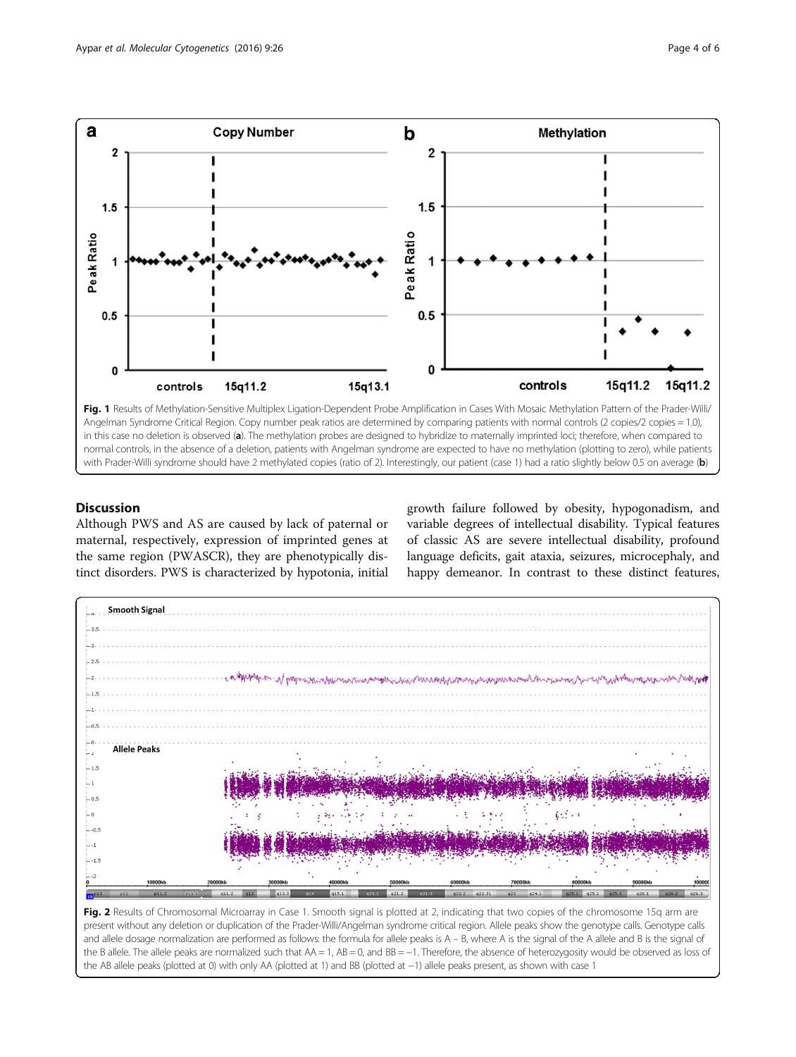Fig. 1 Results of Methylation-Sensitive Multiplex Ligation-Dependent Probe Amplification in Cases With Mosaic Methylation Pattern of the Prader-Willi/Angelman Syndrome Critical Region. Copy number peak ratios are determined by comparing patients with normal controls (2 copies/2 copies = 1.0), in this case no deletion is observed (**a**). The methylation probes are designed to hybridize to maternally imprinted loci; therefore, when compared to normal controls, in the absence of a deletion, patients with Angelman syndrome are expected to have no methylation (plotting to zero), while patients with Prader-Willi syndrome should have 2 methylated copies (ratio of 2). Interestingly, our patient (case 1) had a ratio slightly below 0.5 on average (**b**)

## Discussion

Although PWS and AS are caused by lack of paternal or maternal, respectively, expression of imprinted genes at the same region (PWASCR), they are phenotypically distinct disorders. PWS is characterized by hypotonia, initial growth failure followed by obesity, hypogonadism, and variable degrees of intellectual disability. Typical features of classic AS are severe intellectual disability, profound language deficits, gait ataxia, seizures, microcephaly, and happy demeanor. In contrast to these distinct features,

Fig. 2 Results of Chromosomal Microarray in Case 1. Smooth signal is plotted at 2, indicating that two copies of the chromosome 15q arm are present without any deletion or duplication of the Prader-Willi/Angelman syndrome critical region. Allele peaks show the genotype calls. Genotype calls and allele dosage normalization are performed as follows: the formula for allele peaks is A – B, where A is the signal of the A allele and B is the signal of the B allele. The allele peaks are normalized such that AA = 1, AB = 0, and BB = −1. Therefore, the absence of heterozygosity would be observed as loss of the AB allele peaks (plotted at 0) with only AA (plotted at 1) and BB (plotted at −1) allele peaks present, as shown with case 1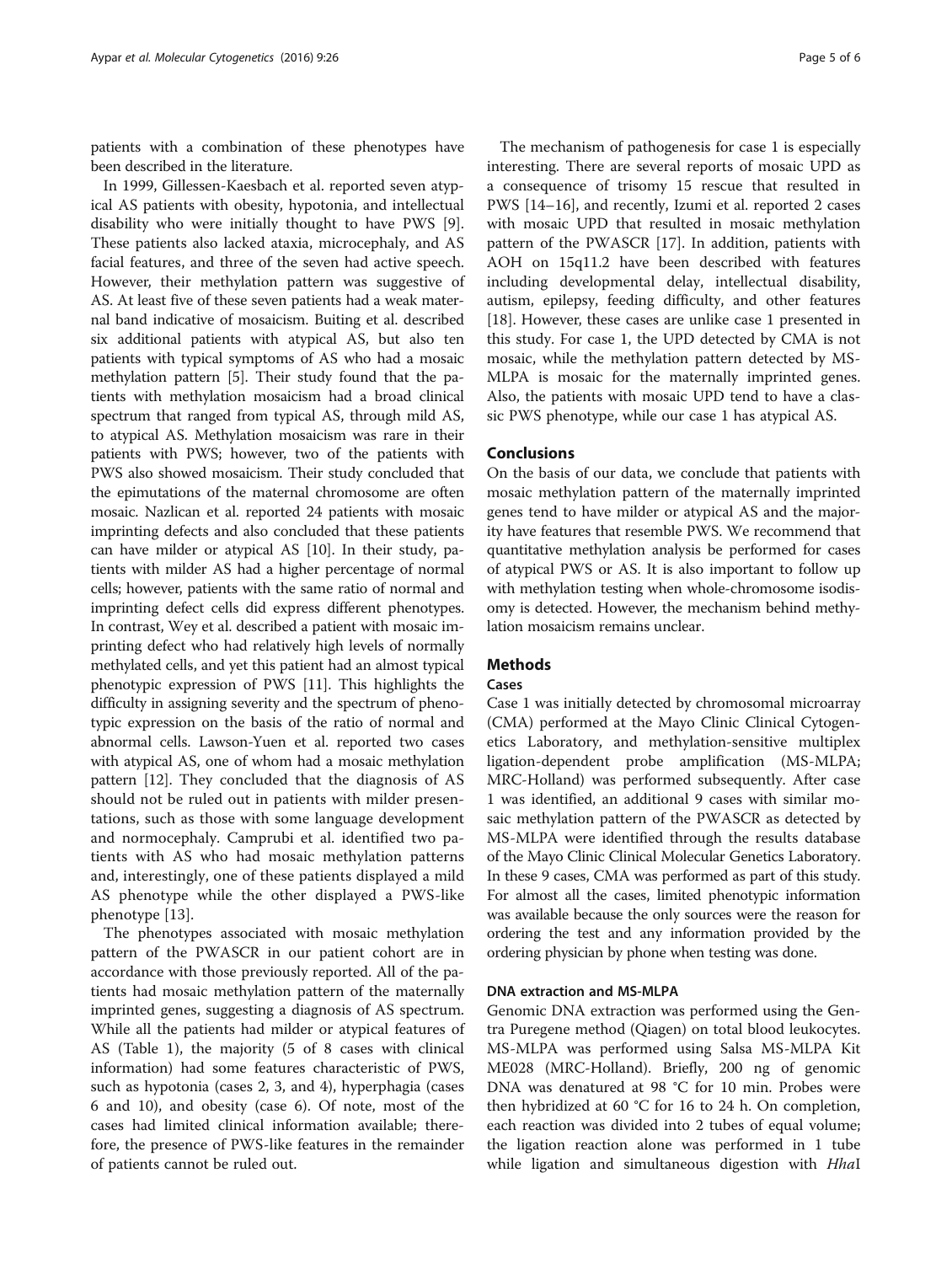patients with a combination of these phenotypes have been described in the literature.

In 1999, Gillessen-Kaesbach et al. reported seven atypical AS patients with obesity, hypotonia, and intellectual disability who were initially thought to have PWS [9]. These patients also lacked ataxia, microcephaly, and AS facial features, and three of the seven had active speech. However, their methylation pattern was suggestive of AS. At least five of these seven patients had a weak maternal band indicative of mosaicism. Buiting et al. described six additional patients with atypical AS, but also ten patients with typical symptoms of AS who had a mosaic methylation pattern [5]. Their study found that the patients with methylation mosaicism had a broad clinical spectrum that ranged from typical AS, through mild AS, to atypical AS. Methylation mosaicism was rare in their patients with PWS; however, two of the patients with PWS also showed mosaicism. Their study concluded that the epimutations of the maternal chromosome are often mosaic. Nazlican et al. reported 24 patients with mosaic imprinting defects and also concluded that these patients can have milder or atypical AS [10]. In their study, patients with milder AS had a higher percentage of normal cells; however, patients with the same ratio of normal and imprinting defect cells did express different phenotypes. In contrast, Wey et al. described a patient with mosaic imprinting defect who had relatively high levels of normally methylated cells, and yet this patient had an almost typical phenotypic expression of PWS [11]. This highlights the difficulty in assigning severity and the spectrum of phenotypic expression on the basis of the ratio of normal and abnormal cells. Lawson-Yuen et al. reported two cases with atypical AS, one of whom had a mosaic methylation pattern [12]. They concluded that the diagnosis of AS should not be ruled out in patients with milder presentations, such as those with some language development and normocephaly. Camprubi et al. identified two patients with AS who had mosaic methylation patterns and, interestingly, one of these patients displayed a mild AS phenotype while the other displayed a PWS-like phenotype [13].

The phenotypes associated with mosaic methylation pattern of the PWASCR in our patient cohort are in accordance with those previously reported. All of the patients had mosaic methylation pattern of the maternally imprinted genes, suggesting a diagnosis of AS spectrum. While all the patients had milder or atypical features of AS (Table 1), the majority (5 of 8 cases with clinical information) had some features characteristic of PWS, such as hypotonia (cases 2, 3, and 4), hyperphagia (cases 6 and 10), and obesity (case 6). Of note, most of the cases had limited clinical information available; therefore, the presence of PWS-like features in the remainder of patients cannot be ruled out.

The mechanism of pathogenesis for case 1 is especially interesting. There are several reports of mosaic UPD as a consequence of trisomy 15 rescue that resulted in PWS [14–16], and recently, Izumi et al. reported 2 cases with mosaic UPD that resulted in mosaic methylation pattern of the PWASCR [17]. In addition, patients with AOH on 15q11.2 have been described with features including developmental delay, intellectual disability, autism, epilepsy, feeding difficulty, and other features [18]. However, these cases are unlike case 1 presented in this study. For case 1, the UPD detected by CMA is not mosaic, while the methylation pattern detected by MS-MLPA is mosaic for the maternally imprinted genes. Also, the patients with mosaic UPD tend to have a classic PWS phenotype, while our case 1 has atypical AS.

## Conclusions

On the basis of our data, we conclude that patients with mosaic methylation pattern of the maternally imprinted genes tend to have milder or atypical AS and the majority have features that resemble PWS. We recommend that quantitative methylation analysis be performed for cases of atypical PWS or AS. It is also important to follow up with methylation testing when whole-chromosome isodisomy is detected. However, the mechanism behind methylation mosaicism remains unclear.

## Methods

### Cases

Case 1 was initially detected by chromosomal microarray (CMA) performed at the Mayo Clinic Clinical Cytogenetics Laboratory, and methylation-sensitive multiplex ligation-dependent probe amplification (MS-MLPA; MRC-Holland) was performed subsequently. After case 1 was identified, an additional 9 cases with similar mosaic methylation pattern of the PWASCR as detected by MS-MLPA were identified through the results database of the Mayo Clinic Clinical Molecular Genetics Laboratory. In these 9 cases, CMA was performed as part of this study. For almost all the cases, limited phenotypic information was available because the only sources were the reason for ordering the test and any information provided by the ordering physician by phone when testing was done.

### DNA extraction and MS-MLPA

Genomic DNA extraction was performed using the Gentra Puregene method (Qiagen) on total blood leukocytes. MS-MLPA was performed using Salsa MS-MLPA Kit ME028 (MRC-Holland). Briefly, 200 ng of genomic DNA was denatured at 98 °C for 10 min. Probes were then hybridized at 60 °C for 16 to 24 h. On completion, each reaction was divided into 2 tubes of equal volume; the ligation reaction alone was performed in 1 tube while ligation and simultaneous digestion with *Hha*I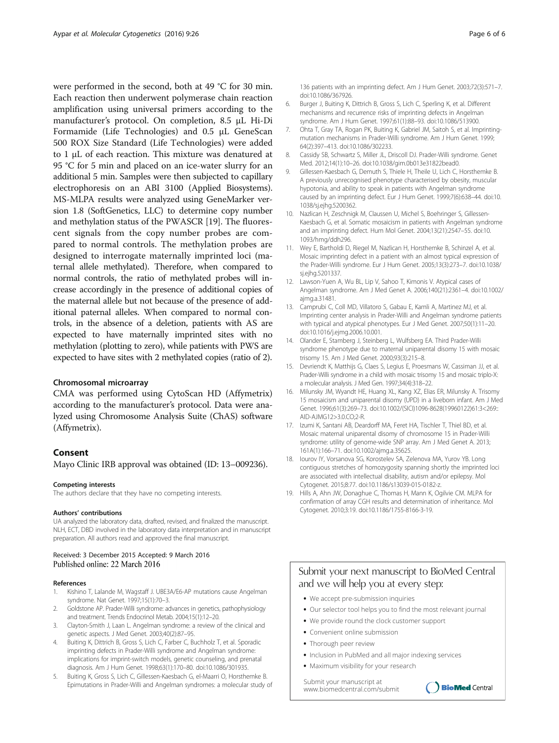were performed in the second, both at 49 °C for 30 min. Each reaction then underwent polymerase chain reaction amplification using universal primers according to the manufacturer's protocol. On completion, 8.5 μL Hi-Di Formamide (Life Technologies) and 0.5 μL GeneScan 500 ROX Size Standard (Life Technologies) were added to 1 μL of each reaction. This mixture was denatured at 95 °C for 5 min and placed on an ice-water slurry for an additional 5 min. Samples were then subjected to capillary electrophoresis on an ABI 3100 (Applied Biosystems). MS-MLPA results were analyzed using GeneMarker version 1.8 (SoftGenetics, LLC) to determine copy number and methylation status of the PWASCR [19]. The fluorescent signals from the copy number probes are compared to normal controls. The methylation probes are designed to interrogate maternally imprinted loci (maternal allele methylated). Therefore, when compared to normal controls, the ratio of methylated probes will increase accordingly in the presence of additional copies of the maternal allele but not because of the presence of additional paternal alleles. When compared to normal controls, in the absence of a deletion, patients with AS are expected to have maternally imprinted sites with no methylation (plotting to zero), while patients with PWS are expected to have sites with 2 methylated copies (ratio of 2).

### Chromosomal microarray

CMA was performed using CytoScan HD (Affymetrix) according to the manufacturer's protocol. Data were analyzed using Chromosome Analysis Suite (ChAS) software (Affymetrix).

## Consent

Mayo Clinic IRB approval was obtained (ID: 13–009236).

#### Competing interests

The authors declare that they have no competing interests.

#### Authors' contributions

UA analyzed the laboratory data, drafted, revised, and finalized the manuscript. NLH, ECT, DBD involved in the laboratory data interpretation and in manuscript preparation. All authors read and approved the final manuscript.

Received: 3 December 2015 Accepted: 9 March 2016
Published online: 22 March 2016

#### References

1. Kishino T, Lalande M, Wagstaff J. UBE3A/E6-AP mutations cause Angelman syndrome. Nat Genet. 1997;15(1):70–3.
2. Goldstone AP. Prader-Willi syndrome: advances in genetics, pathophysiology and treatment. Trends Endocrinol Metab. 2004;15(1):12–20.
3. Clayton-Smith J, Laan L. Angelman syndrome: a review of the clinical and genetic aspects. J Med Genet. 2003;40(2):87–95.
4. Buiting K, Dittrich B, Gross S, Lich C, Farber C, Buchholz T, et al. Sporadic imprinting defects in Prader-Willi syndrome and Angelman syndrome: implications for imprint-switch models, genetic counseling, and prenatal diagnosis. Am J Hum Genet. 1998;63(1):170–80. doi:10.1086/301935.
5. Buiting K, Gross S, Lich C, Gillessen-Kaesbach G, el-Maarri O, Horsthemke B. Epimutations in Prader-Willi and Angelman syndromes: a molecular study of 136 patients with an imprinting defect. Am J Hum Genet. 2003;72(3):571–7. doi:10.1086/367926.
6. Burger J, Buiting K, Dittrich B, Gross S, Lich C, Sperling K, et al. Different mechanisms and recurrence risks of imprinting defects in Angelman syndrome. Am J Hum Genet. 1997;61(1):88–93. doi:10.1086/513900.
7. Ohta T, Gray TA, Rogan PK, Buiting K, Gabriel JM, Saitoh S, et al. Imprinting-mutation mechanisms in Prader-Willi syndrome. Am J Hum Genet. 1999; 64(2):397–413. doi:10.1086/302233.
8. Cassidy SB, Schwartz S, Miller JL, Driscoll DJ. Prader-Willi syndrome. Genet Med. 2012;14(1):10–26. doi:10.1038/gim.0b013e31822bead0.
9. Gillessen-Kaesbach G, Demuth S, Thiele H, Theile U, Lich C, Horsthemke B. A previously unrecognised phenotype characterised by obesity, muscular hypotonia, and ability to speak in patients with Angelman syndrome caused by an imprinting defect. Eur J Hum Genet. 1999;7(6):638–44. doi:10.1038/sj.ejhg.5200362.
10. Nazlican H, Zeschnigk M, Claussen U, Michel S, Boehringer S, Gillessen-Kaesbach G, et al. Somatic mosaicism in patients with Angelman syndrome and an imprinting defect. Hum Mol Genet. 2004;13(21):2547–55. doi:10.1093/hmg/ddh296.
11. Wey E, Bartholdi D, Riegel M, Nazlican H, Horsthemke B, Schinzel A, et al. Mosaic imprinting defect in a patient with an almost typical expression of the Prader-Willi syndrome. Eur J Hum Genet. 2005;13(3):273–7. doi:10.1038/sj.ejhg.5201337.
12. Lawson-Yuen A, Wu BL, Lip V, Sahoo T, Kimonis V. Atypical cases of Angelman syndrome. Am J Med Genet A. 2006;140(21):2361–4. doi:10.1002/ajmg.a.31481.
13. Camprubi C, Coll MD, Villatoro S, Gabau E, Kamli A, Martinez MJ, et al. Imprinting center analysis in Prader-Willi and Angelman syndrome patients with typical and atypical phenotypes. Eur J Med Genet. 2007;50(1):11–20. doi:10.1016/j.ejmg.2006.10.001.
14. Olander E, Stamberg J, Steinberg L, Wulfsberg EA. Third Prader-Willi syndrome phenotype due to maternal uniparental disomy 15 with mosaic trisomy 15. Am J Med Genet. 2000;93(3):215–8.
15. Devriendt K, Matthijs G, Claes S, Legius E, Proesmans W, Cassiman JJ, et al. Prader-Willi syndrome in a child with mosaic trisomy 15 and mosaic triplo-X: a molecular analysis. J Med Gen. 1997;34(4):318–22.
16. Milunsky JM, Wyandt HE, Huang XL, Kang XZ, Elias ER, Milunsky A. Trisomy 15 mosaicism and uniparental disomy (UPD) in a liveborn infant. Am J Med Genet. 1996;61(3):269–73. doi:10.1002/(SICI)1096-8628(19960122)61:3<269::AID-AJMG12>3.0.CO;2-R.
17. Izumi K, Santani AB, Deardorff MA, Feret HA, Tischler T, Thiel BD, et al. Mosaic maternal uniparental disomy of chromosome 15 in Prader-Willi syndrome: utility of genome-wide SNP array. Am J Med Genet A. 2013; 161A(1):166–71. doi:10.1002/ajmg.a.35625.
18. Iourov IY, Vorsanova SG, Korostelev SA, Zelenova MA, Yurov YB. Long contiguous stretches of homozygosity spanning shortly the imprinted loci are associated with intellectual disability, autism and/or epilepsy. Mol Cytogenet. 2015;8:77. doi:10.1186/s13039-015-0182-z.
19. Hills A, Ahn JW, Donaghue C, Thomas H, Mann K, Ogilvie CM. MLPA for confirmation of array CGH results and determination of inheritance. Mol Cytogenet. 2010;3:19. doi:10.1186/1755-8166-3-19.

Submit your next manuscript to BioMed Central and we will help you at every step:

- We accept pre-submission inquiries
- Our selector tool helps you to find the most relevant journal
- We provide round the clock customer support
- Convenient online submission
- Thorough peer review
- Inclusion in PubMed and all major indexing services
- Maximum visibility for your research

Submit your manuscript at www.biomedcentral.com/submit

BioMed Central